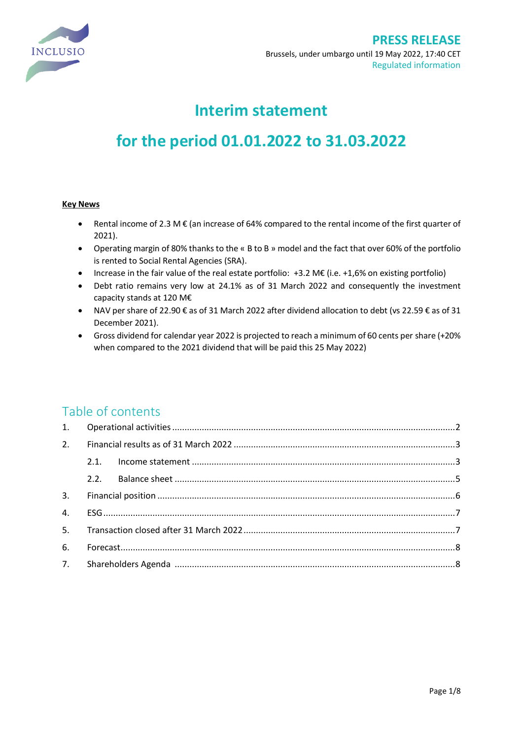INCLUSIO

**PRESS RELEASE**

Brussels, under umbargo until 19 May 2022, 17:40 CET

Regulated information

# Interim statement

# for the period 01.01.2022 to 31.03.2022

**Key News**

- Rental income of 2.3 M € (an increase of 64% compared to the rental income of the first quarter of 2021).
- Operating margin of 80% thanks to the « B to B » model and the fact that over 60% of the portfolio is rented to Social Rental Agencies (SRA).
- Increase in the fair value of the real estate portfolio: +3.2 M€ (i.e. +1,6% on existing portfolio)
- Debt ratio remains very low at 24.1% as of 31 March 2022 and consequently the investment capacity stands at 120 M€
- NAV per share of 22.90 € as of 31 March 2022 after dividend allocation to debt (vs 22.59 € as of 31 December 2021).
- Gross dividend for calendar year 2022 is projected to reach a minimum of 60 cents per share (+20% when compared to the 2021 dividend that will be paid this 25 May 2022)

## Table of contents

1. Operational activities ....................2
2. Financial results as of 31 March 2022 ....................3
   - 2.1. Income statement ....................3
   - 2.2. Balance sheet ....................5
3. Financial position ....................6
4. ESG ....................7
5. Transaction closed after 31 March 2022 ....................7
6. Forecast ....................8
7. Shareholders Agenda ....................8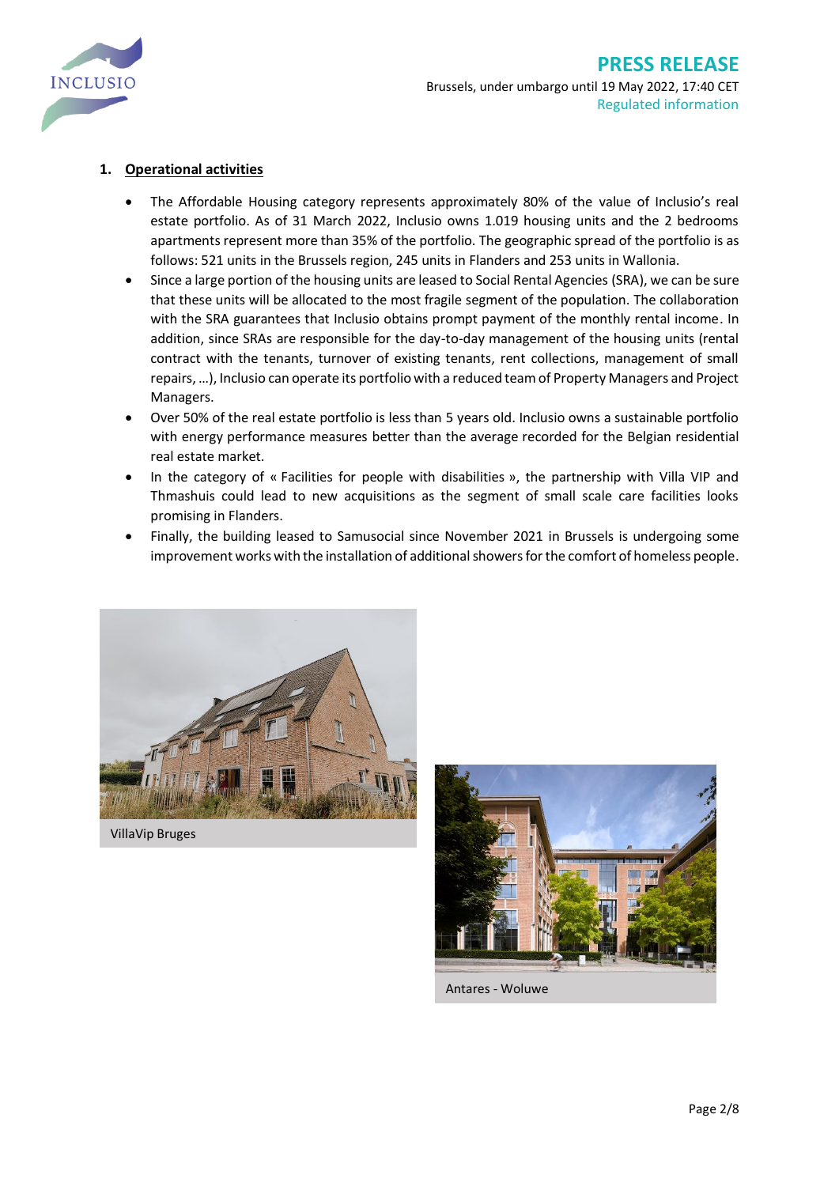## 1. Operational activities

- The Affordable Housing category represents approximately 80% of the value of Inclusio's real estate portfolio. As of 31 March 2022, Inclusio owns 1.019 housing units and the 2 bedrooms apartments represent more than 35% of the portfolio. The geographic spread of the portfolio is as follows: 521 units in the Brussels region, 245 units in Flanders and 253 units in Wallonia.
- Since a large portion of the housing units are leased to Social Rental Agencies (SRA), we can be sure that these units will be allocated to the most fragile segment of the population. The collaboration with the SRA guarantees that Inclusio obtains prompt payment of the monthly rental income. In addition, since SRAs are responsible for the day-to-day management of the housing units (rental contract with the tenants, turnover of existing tenants, rent collections, management of small repairs, …), Inclusio can operate its portfolio with a reduced team of Property Managers and Project Managers.
- Over 50% of the real estate portfolio is less than 5 years old. Inclusio owns a sustainable portfolio with energy performance measures better than the average recorded for the Belgian residential real estate market.
- In the category of « Facilities for people with disabilities », the partnership with Villa VIP and Thmashuis could lead to new acquisitions as the segment of small scale care facilities looks promising in Flanders.
- Finally, the building leased to Samusocial since November 2021 in Brussels is undergoing some improvement works with the installation of additional showers for the comfort of homeless people.

VillaVip Bruges

Antares - Woluwe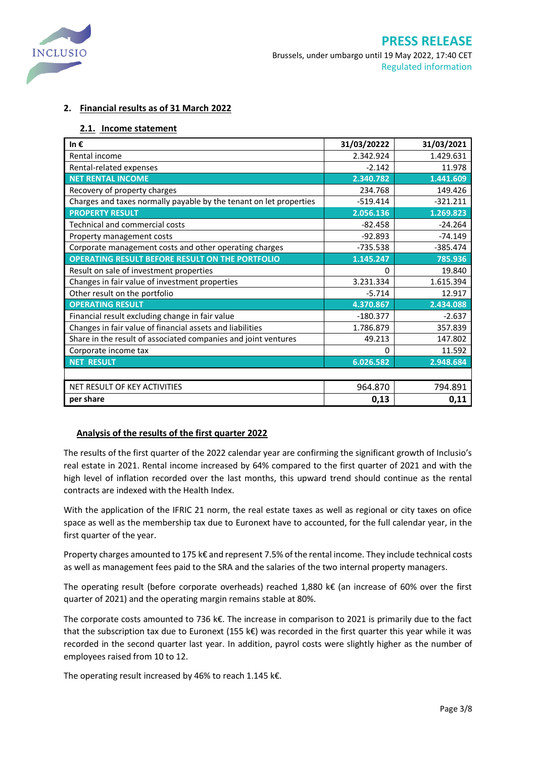## 2. Financial results as of 31 March 2022

### 2.1. Income statement

| In € | 31/03/20222 | 31/03/2021 |
|---|---|---|
| Rental income | 2.342.924 | 1.429.631 |
| Rental-related expenses | -2.142 | 11.978 |
| **NET RENTAL INCOME** | **2.340.782** | **1.441.609** |
| Recovery of property charges | 234.768 | 149.426 |
| Charges and taxes normally payable by the tenant on let properties | -519.414 | -321.211 |
| **PROPERTY RESULT** | **2.056.136** | **1.269.823** |
| Technical and commercial costs | -82.458 | -24.264 |
| Property management costs | -92.893 | -74.149 |
| Corporate management costs and other operating charges | -735.538 | -385.474 |
| **OPERATING RESULT BEFORE RESULT ON THE PORTFOLIO** | **1.145.247** | **785.936** |
| Result on sale of investment properties | 0 | 19.840 |
| Changes in fair value of investment properties | 3.231.334 | 1.615.394 |
| Other result on the portfolio | -5.714 | 12.917 |
| **OPERATING RESULT** | **4.370.867** | **2.434.088** |
| Financial result excluding change in fair value | -180.377 | -2.637 |
| Changes in fair value of financial assets and liabilities | 1.786.879 | 357.839 |
| Share in the result of associated companies and joint ventures | 49.213 | 147.802 |
| Corporate income tax | 0 | 11.592 |
| **NET RESULT** | **6.026.582** | **2.948.684** |
| | | |
| NET RESULT OF KEY ACTIVITIES | 964.870 | 794.891 |
| **per share** | **0,13** | **0,11** |

### Analysis of the results of the first quarter 2022

The results of the first quarter of the 2022 calendar year are confirming the significant growth of Inclusio's real estate in 2021. Rental income increased by 64% compared to the first quarter of 2021 and with the high level of inflation recorded over the last months, this upward trend should continue as the rental contracts are indexed with the Health Index.

With the application of the IFRIC 21 norm, the real estate taxes as well as regional or city taxes on ofice space as well as the membership tax due to Euronext have to accounted, for the full calendar year, in the first quarter of the year.

Property charges amounted to 175 k€ and represent 7.5% of the rental income. They include technical costs as well as management fees paid to the SRA and the salaries of the two internal property managers.

The operating result (before corporate overheads) reached 1,880 k€ (an increase of 60% over the first quarter of 2021) and the operating margin remains stable at 80%.

The corporate costs amounted to 736 k€. The increase in comparison to 2021 is primarily due to the fact that the subscription tax due to Euronext (155 k€) was recorded in the first quarter this year while it was recorded in the second quarter last year. In addition, payrol costs were slightly higher as the number of employees raised from 10 to 12.

The operating result increased by 46% to reach 1.145 k€.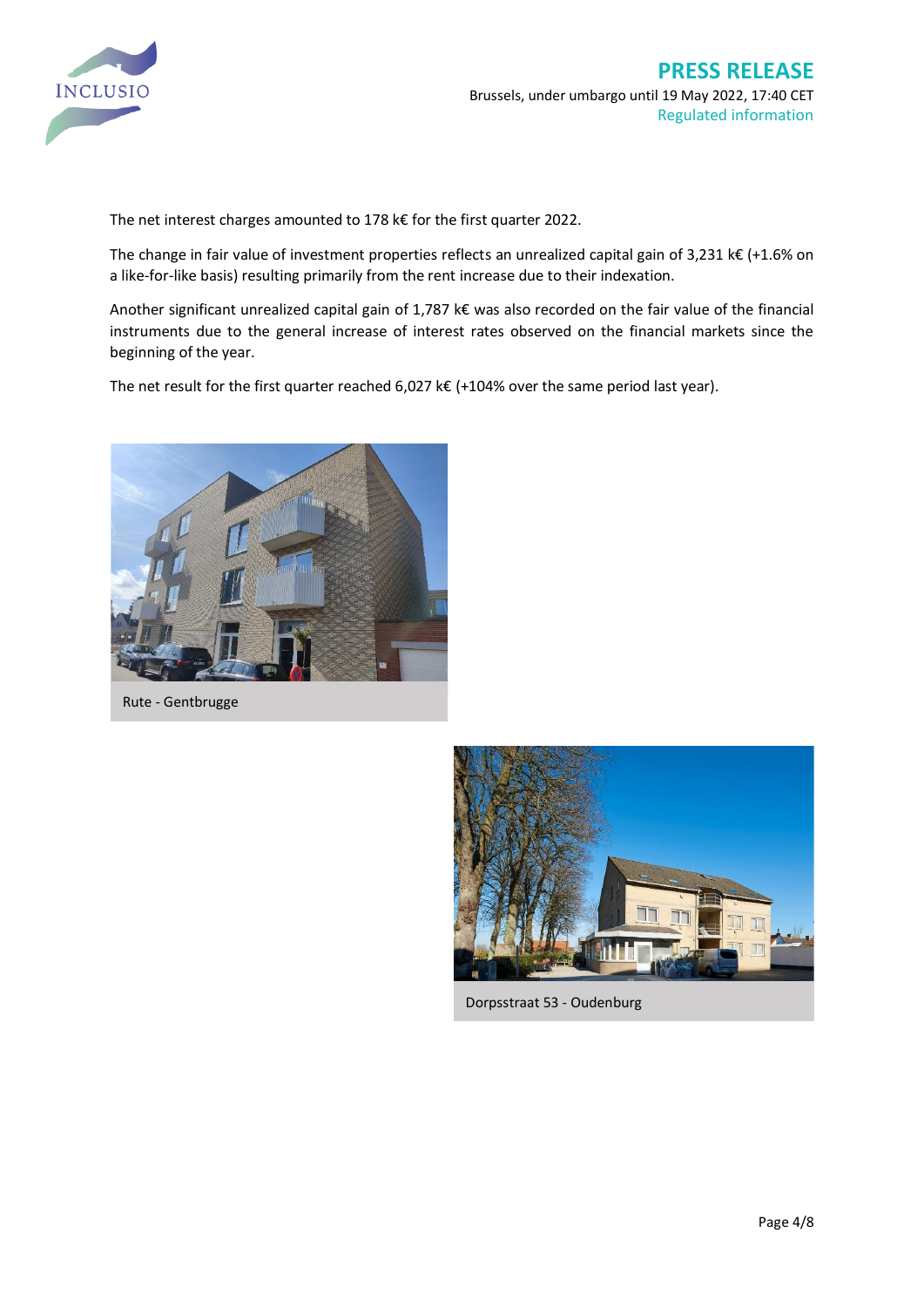The net interest charges amounted to 178 k€ for the first quarter 2022.

The change in fair value of investment properties reflects an unrealized capital gain of 3,231 k€ (+1.6% on a like-for-like basis) resulting primarily from the rent increase due to their indexation.

Another significant unrealized capital gain of 1,787 k€ was also recorded on the fair value of the financial instruments due to the general increase of interest rates observed on the financial markets since the beginning of the year.

The net result for the first quarter reached 6,027 k€ (+104% over the same period last year).

Rute - Gentbrugge

Dorpsstraat 53 - Oudenburg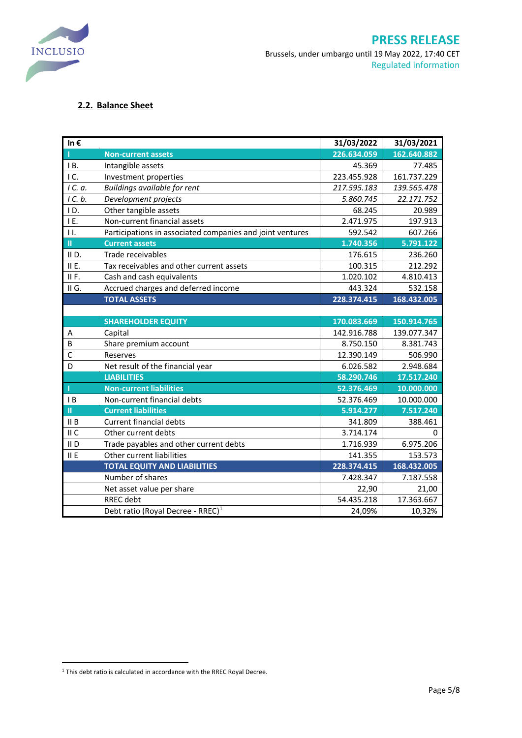## 2.2. Balance Sheet

| In € | | 31/03/2022 | 31/03/2021 |
|---|---|---|---|
| **I** | **Non-current assets** | **226.634.059** | **162.640.882** |
| I B. | Intangible assets | 45.369 | 77.485 |
| I C. | Investment properties | 223.455.928 | 161.737.229 |
| *I C. a.* | *Buildings available for rent* | *217.595.183* | *139.565.478* |
| *I C. b.* | *Development projects* | *5.860.745* | *22.171.752* |
| I D. | Other tangible assets | 68.245 | 20.989 |
| I E. | Non-current financial assets | 2.471.975 | 197.913 |
| I I. | Participations in associated companies and joint ventures | 592.542 | 607.266 |
| **II** | **Current assets** | **1.740.356** | **5.791.122** |
| II D. | Trade receivables | 176.615 | 236.260 |
| II E. | Tax receivables and other current assets | 100.315 | 212.292 |
| II F. | Cash and cash equivalents | 1.020.102 | 4.810.413 |
| II G. | Accrued charges and deferred income | 443.324 | 532.158 |
| | **TOTAL ASSETS** | **228.374.415** | **168.432.005** |
| | | | |
| | **SHAREHOLDER EQUITY** | **170.083.669** | **150.914.765** |
| A | Capital | 142.916.788 | 139.077.347 |
| B | Share premium account | 8.750.150 | 8.381.743 |
| C | Reserves | 12.390.149 | 506.990 |
| D | Net result of the financial year | 6.026.582 | 2.948.684 |
| | **LIABILITIES** | **58.290.746** | **17.517.240** |
| **I** | **Non-current liabilities** | **52.376.469** | **10.000.000** |
| I B | Non-current financial debts | 52.376.469 | 10.000.000 |
| **II** | **Current liabilities** | **5.914.277** | **7.517.240** |
| II B | Current financial debts | 341.809 | 388.461 |
| II C | Other current debts | 3.714.174 | 0 |
| II D | Trade payables and other current debts | 1.716.939 | 6.975.206 |
| II E | Other current liabilities | 141.355 | 153.573 |
| | **TOTAL EQUITY AND LIABILITIES** | **228.374.415** | **168.432.005** |
| | Number of shares | 7.428.347 | 7.187.558 |
| | Net asset value per share | 22,90 | 21,00 |
| | RREC debt | 54.435.218 | 17.363.667 |
| | Debt ratio (Royal Decree - RREC)[1] | 24,09% | 10,32% |

[1] This debt ratio is calculated in accordance with the RREC Royal Decree.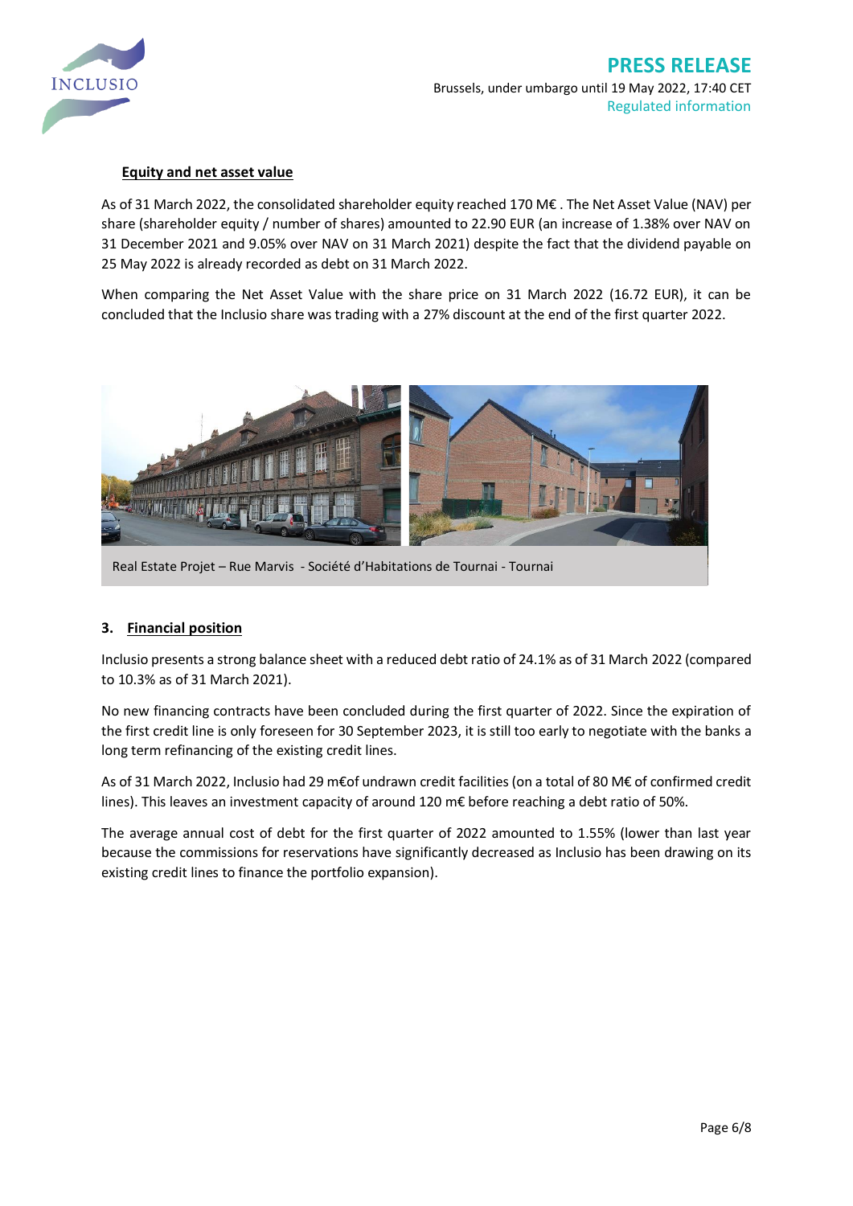### Equity and net asset value

As of 31 March 2022, the consolidated shareholder equity reached 170 M€ . The Net Asset Value (NAV) per share (shareholder equity / number of shares) amounted to 22.90 EUR (an increase of 1.38% over NAV on 31 December 2021 and 9.05% over NAV on 31 March 2021) despite the fact that the dividend payable on 25 May 2022 is already recorded as debt on 31 March 2022.

When comparing the Net Asset Value with the share price on 31 March 2022 (16.72 EUR), it can be concluded that the Inclusio share was trading with a 27% discount at the end of the first quarter 2022.

Real Estate Projet – Rue Marvis - Société d'Habitations de Tournai - Tournai

## 3. Financial position

Inclusio presents a strong balance sheet with a reduced debt ratio of 24.1% as of 31 March 2022 (compared to 10.3% as of 31 March 2021).

No new financing contracts have been concluded during the first quarter of 2022. Since the expiration of the first credit line is only foreseen for 30 September 2023, it is still too early to negotiate with the banks a long term refinancing of the existing credit lines.

As of 31 March 2022, Inclusio had 29 m€of undrawn credit facilities (on a total of 80 M€ of confirmed credit lines). This leaves an investment capacity of around 120 m€ before reaching a debt ratio of 50%.

The average annual cost of debt for the first quarter of 2022 amounted to 1.55% (lower than last year because the commissions for reservations have significantly decreased as Inclusio has been drawing on its existing credit lines to finance the portfolio expansion).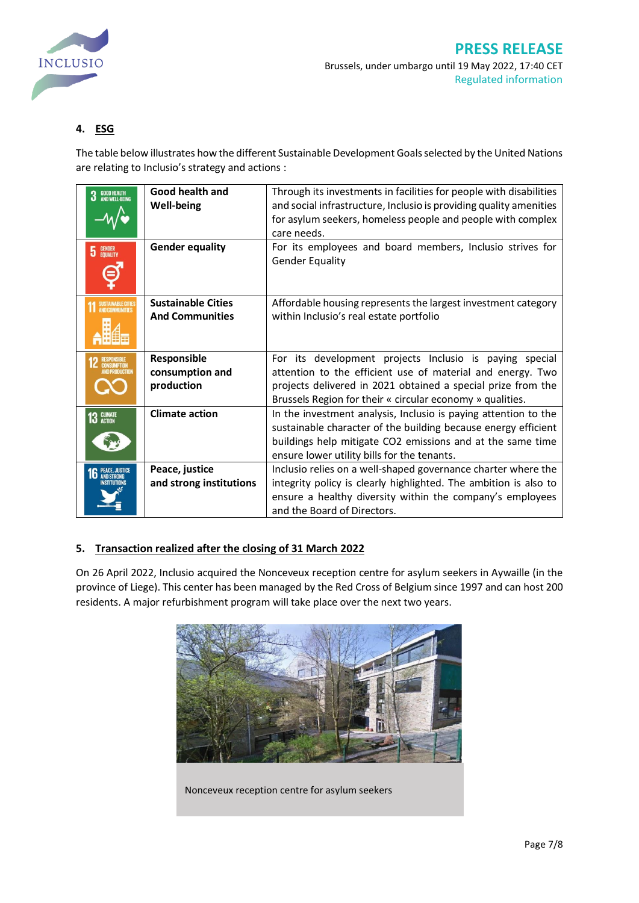## 4. ESG

The table below illustrates how the different Sustainable Development Goals selected by the United Nations are relating to Inclusio's strategy and actions :

| | | |
|---|---|---|
| 3 GOOD HEALTH AND WELL-BEING | **Good health and Well-being** | Through its investments in facilities for people with disabilities and social infrastructure, Inclusio is providing quality amenities for asylum seekers, homeless people and people with complex care needs. |
| 5 GENDER EQUALITY | **Gender equality** | For its employees and board members, Inclusio strives for Gender Equality |
| 11 SUSTAINABLE CITIES AND COMMUNITIES | **Sustainable Cities And Communities** | Affordable housing represents the largest investment category within Inclusio's real estate portfolio |
| 12 RESPONSIBLE CONSUMPTION AND PRODUCTION | **Responsible consumption and production** | For its development projects Inclusio is paying special attention to the efficient use of material and energy. Two projects delivered in 2021 obtained a special prize from the Brussels Region for their « circular economy » qualities. |
| 13 CLIMATE ACTION | **Climate action** | In the investment analysis, Inclusio is paying attention to the sustainable character of the building because energy efficient buildings help mitigate $CO_2$ emissions and at the same time ensure lower utility bills for the tenants. |
| 16 PEACE, JUSTICE AND STRONG INSTITUTIONS | **Peace, justice and strong institutions** | Inclusio relies on a well-shaped governance charter where the integrity policy is clearly highlighted. The ambition is also to ensure a healthy diversity within the company's employees and the Board of Directors. |

## 5. Transaction realized after the closing of 31 March 2022

On 26 April 2022, Inclusio acquired the Nonceveux reception centre for asylum seekers in Aywaille (in the province of Liege). This center has been managed by the Red Cross of Belgium since 1997 and can host 200 residents. A major refurbishment program will take place over the next two years.

Nonceveux reception centre for asylum seekers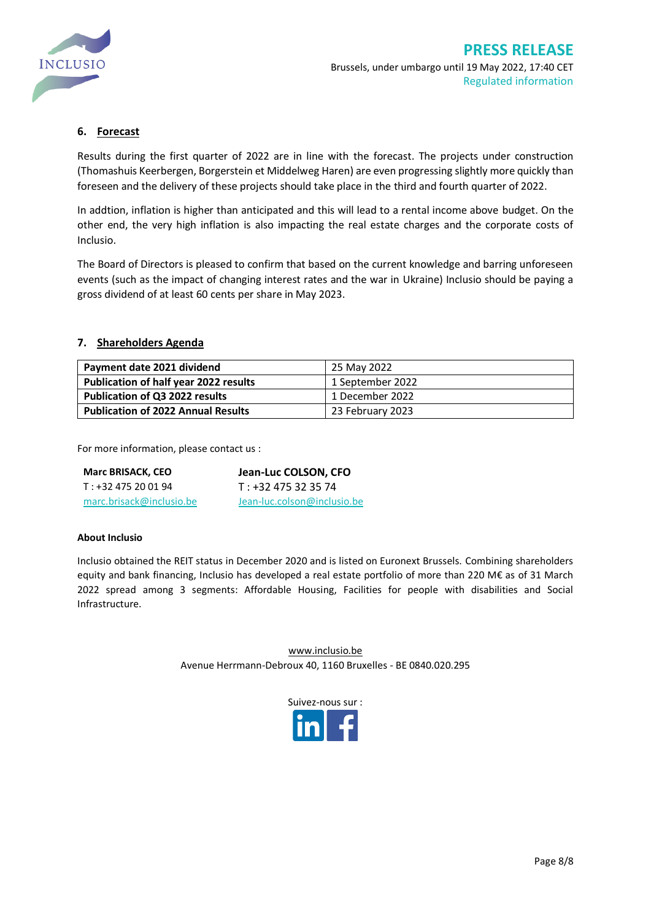## 6. Forecast

Results during the first quarter of 2022 are in line with the forecast. The projects under construction (Thomashuis Keerbergen, Borgerstein et Middelweg Haren) are even progressing slightly more quickly than foreseen and the delivery of these projects should take place in the third and fourth quarter of 2022.

In addtion, inflation is higher than anticipated and this will lead to a rental income above budget. On the other end, the very high inflation is also impacting the real estate charges and the corporate costs of Inclusio.

The Board of Directors is pleased to confirm that based on the current knowledge and barring unforeseen events (such as the impact of changing interest rates and the war in Ukraine) Inclusio should be paying a gross dividend of at least 60 cents per share in May 2023.

## 7. Shareholders Agenda

| | |
|---|---|
| **Payment date 2021 dividend** | 25 May 2022 |
| **Publication of half year 2022 results** | 1 September 2022 |
| **Publication of Q3 2022 results** | 1 December 2022 |
| **Publication of 2022 Annual Results** | 23 February 2023 |

For more information, please contact us :

**Marc BRISACK, CEO**
T : +32 475 20 01 94
marc.brisack@inclusio.be

**Jean-Luc COLSON, CFO**
T : +32 475 32 35 74
Jean-luc.colson@inclusio.be

**About Inclusio**

Inclusio obtained the REIT status in December 2020 and is listed on Euronext Brussels. Combining shareholders equity and bank financing, Inclusio has developed a real estate portfolio of more than 220 M€ as of 31 March 2022 spread among 3 segments: Affordable Housing, Facilities for people with disabilities and Social Infrastructure.

www.inclusio.be
Avenue Herrmann-Debroux 40, 1160 Bruxelles - BE 0840.020.295

Suivez-nous sur :